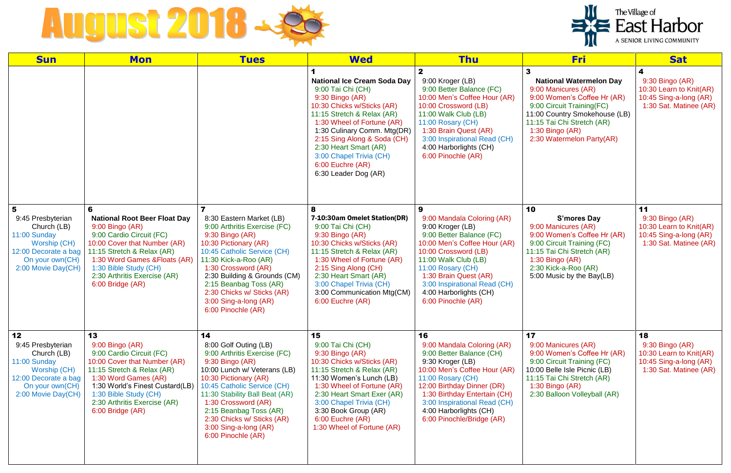# August 2018

The Village of East Harbor
A SENIOR LIVING COMMUNITY

| Sun | Mon | Tues | Wed | Thu | Fri | Sat |
|---|---|---|---|---|---|---|
| | | | **1**<br>**National Ice Cream Soda Day**<br>9:00 Tai Chi (CH)<br>9:30 Bingo (AR)<br>10:30 Chicks w/Sticks (AR)<br>11:15 Stretch & Relax (AR)<br>1:30 Wheel of Fortune (AR)<br>1:30 Culinary Comm. Mtg(DR)<br>2:15 Sing Along & Soda (CH)<br>2:30 Heart Smart (AR)<br>3:00 Chapel Trivia (CH)<br>6:00 Euchre (AR)<br>6:30 Leader Dog (AR) | **2**<br>9:00 Kroger (LB)<br>9:00 Better Balance (FC)<br>10:00 Men's Coffee Hour (AR)<br>10:00 Crossword (LB)<br>11:00 Walk Club (LB)<br>11:00 Rosary (CH)<br>1:30 Brain Quest (AR)<br>3:00 Inspirational Read (CH)<br>4:00 Harborlights (CH)<br>6:00 Pinochle (AR) | **3**<br>**National Watermelon Day**<br>9:00 Manicures (AR)<br>9:00 Women's Coffee Hr (AR)<br>9:00 Circuit Training(FC)<br>11:00 Country Smokehouse (LB)<br>11:15 Tai Chi Stretch (AR)<br>1:30 Bingo (AR)<br>2:30 Watermelon Party(AR) | **4**<br>9:30 Bingo (AR)<br>10:30 Learn to Knit(AR)<br>10:45 Sing-a-long (AR)<br>1:30 Sat. Matinee (AR) |
| **5**<br>9:45 Presbyterian Church (LB)<br>11:00 Sunday Worship (CH)<br>12:00 Decorate a bag On your own(CH)<br>2:00 Movie Day(CH) | **6**<br>**National Root Beer Float Day**<br>9:00 Bingo (AR)<br>9:00 Cardio Circuit (FC)<br>10:00 Cover that Number (AR)<br>11:15 Stretch & Relax (AR)<br>1:30 Word Games &Floats (AR)<br>1:30 Bible Study (CH)<br>2:30 Arthritis Exercise (AR)<br>6:00 Bridge (AR) | **7**<br>8:30 Eastern Market (LB)<br>9:00 Arthritis Exercise (FC)<br>9:30 Bingo (AR)<br>10:30 Pictionary (AR)<br>10:45 Catholic Service (CH)<br>11:30 Kick-a-Roo (AR)<br>1:30 Crossword (AR)<br>2:30 Building & Grounds (CM)<br>2:15 Beanbag Toss (AR)<br>2:30 Chicks w/ Sticks (AR)<br>3:00 Sing-a-long (AR)<br>6:00 Pinochle (AR) | **8**<br>**7-10:30am Omelet Station(DR)**<br>9:00 Tai Chi (CH)<br>9:30 Bingo (AR)<br>10:30 Chicks w/Sticks (AR)<br>11:15 Stretch & Relax (AR)<br>1:30 Wheel of Fortune (AR)<br>2:15 Sing Along (CH)<br>2:30 Heart Smart (AR)<br>3:00 Chapel Trivia (CH)<br>3:00 Communication Mtg(CM)<br>6:00 Euchre (AR) | **9**<br>9:00 Mandala Coloring (AR)<br>9:00 Kroger (LB)<br>9:00 Better Balance (FC)<br>10:00 Men's Coffee Hour (AR)<br>10:00 Crossword (LB)<br>11:00 Walk Club (LB)<br>11:00 Rosary (CH)<br>1:30 Brain Quest (AR)<br>3:00 Inspirational Read (CH)<br>4:00 Harborlights (CH)<br>6:00 Pinochle (AR) | **10**<br>**S'mores Day**<br>9:00 Manicures (AR)<br>9:00 Women's Coffee Hr (AR)<br>9:00 Circuit Training (FC)<br>11:15 Tai Chi Stretch (AR)<br>1:30 Bingo (AR)<br>2:30 Kick-a-Roo (AR)<br>5:00 Music by the Bay(LB) | **11**<br>9:30 Bingo (AR)<br>10:30 Learn to Knit(AR)<br>10:45 Sing-a-long (AR)<br>1:30 Sat. Matinee (AR) |
| **12**<br>9:45 Presbyterian Church (LB)<br>11:00 Sunday Worship (CH)<br>12:00 Decorate a bag On your own(CH)<br>2:00 Movie Day(CH) | **13**<br>9:00 Bingo (AR)<br>9:00 Cardio Circuit (FC)<br>10:00 Cover that Number (AR)<br>11:15 Stretch & Relax (AR)<br>1:30 Word Games (AR)<br>1:30 World's Finest Custard(LB)<br>1:30 Bible Study (CH)<br>2:30 Arthritis Exercise (AR)<br>6:00 Bridge (AR) | **14**<br>8:00 Golf Outing (LB)<br>9:00 Arthritis Exercise (FC)<br>9:30 Bingo (AR)<br>10:00 Lunch w/ Veterans (LB)<br>10:30 Pictionary (AR)<br>10:45 Catholic Service (CH)<br>11:30 Stability Ball Beat (AR)<br>1:30 Crossword (AR)<br>2:15 Beanbag Toss (AR)<br>2:30 Chicks w/ Sticks (AR)<br>3:00 Sing-a-long (AR)<br>6:00 Pinochle (AR) | **15**<br>9:00 Tai Chi (CH)<br>9:30 Bingo (AR)<br>10:30 Chicks w/Sticks (AR)<br>11:15 Stretch & Relax (AR)<br>11:30 Women's Lunch (LB)<br>1:30 Wheel of Fortune (AR)<br>2:30 Heart Smart Exer (AR)<br>3:00 Chapel Trivia (CH)<br>3:30 Book Group (AR)<br>6:00 Euchre (AR)<br>1:30 Wheel of Fortune (AR) | **16**<br>9:00 Mandala Coloring (AR)<br>9:00 Better Balance (CH)<br>9:30 Kroger (LB)<br>10:00 Men's Coffee Hour (AR)<br>11:00 Rosary (CH)<br>12:00 Birthday Dinner (DR)<br>1:30 Birthday Entertain (CH)<br>3:00 Inspirational Read (CH)<br>4:00 Harborlights (CH)<br>6:00 Pinochle/Bridge (AR) | **17**<br>9:00 Manicures (AR)<br>9:00 Women's Coffee Hr (AR)<br>9:00 Circuit Training (FC)<br>10:00 Belle Isle Picnic (LB)<br>11:15 Tai Chi Stretch (AR)<br>1:30 Bingo (AR)<br>2:30 Balloon Volleyball (AR) | **18**<br>9:30 Bingo (AR)<br>10:30 Learn to Knit(AR)<br>10:45 Sing-a-long (AR)<br>1:30 Sat. Matinee (AR) |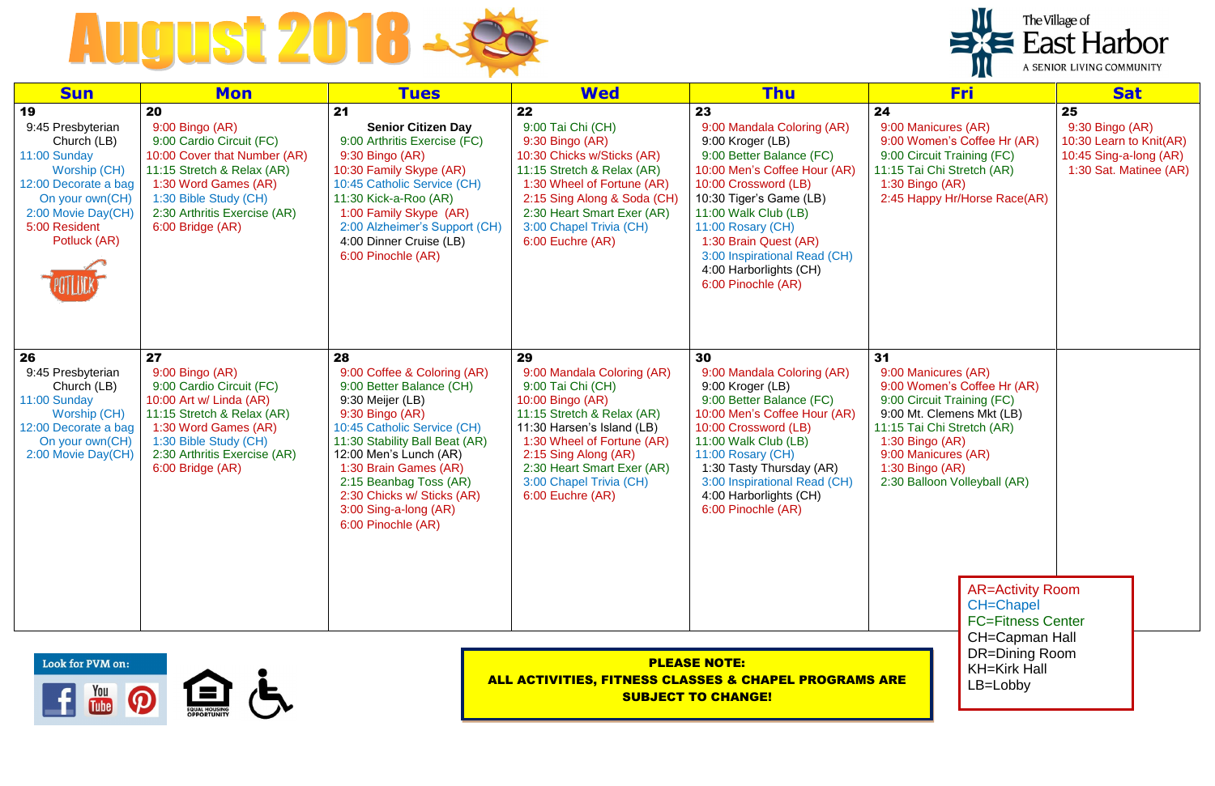# August 2018

The Village of East Harbor
A SENIOR LIVING COMMUNITY

| Sun | Mon | Tues | Wed | Thu | Fri | Sat |
|---|---|---|---|---|---|---|
| **19**<br>9:45 Presbyterian Church (LB)<br>11:00 Sunday Worship (CH)<br>12:00 Decorate a bag On your own(CH)<br>2:00 Movie Day(CH)<br>5:00 Resident Potluck (AR)<br>POTLUCK | **20**<br>9:00 Bingo (AR)<br>9:00 Cardio Circuit (FC)<br>10:00 Cover that Number (AR)<br>11:15 Stretch & Relax (AR)<br>1:30 Word Games (AR)<br>1:30 Bible Study (CH)<br>2:30 Arthritis Exercise (AR)<br>6:00 Bridge (AR) | **21**<br>**Senior Citizen Day**<br>9:00 Arthritis Exercise (FC)<br>9:30 Bingo (AR)<br>10:30 Family Skype (AR)<br>10:45 Catholic Service (CH)<br>11:30 Kick-a-Roo (AR)<br>1:00 Family Skype (AR)<br>2:00 Alzheimer's Support (CH)<br>4:00 Dinner Cruise (LB)<br>6:00 Pinochle (AR) | **22**<br>9:00 Tai Chi (CH)<br>9:30 Bingo (AR)<br>10:30 Chicks w/Sticks (AR)<br>11:15 Stretch & Relax (AR)<br>1:30 Wheel of Fortune (AR)<br>2:15 Sing Along & Soda (CH)<br>2:30 Heart Smart Exer (AR)<br>3:00 Chapel Trivia (CH)<br>6:00 Euchre (AR) | **23**<br>9:00 Mandala Coloring (AR)<br>9:00 Kroger (LB)<br>9:00 Better Balance (FC)<br>10:00 Men's Coffee Hour (AR)<br>10:00 Crossword (LB)<br>10:30 Tiger's Game (LB)<br>11:00 Walk Club (LB)<br>11:00 Rosary (CH)<br>1:30 Brain Quest (AR)<br>3:00 Inspirational Read (CH)<br>4:00 Harborlights (CH)<br>6:00 Pinochle (AR) | **24**<br>9:00 Manicures (AR)<br>9:00 Women's Coffee Hr (AR)<br>9:00 Circuit Training (FC)<br>11:15 Tai Chi Stretch (AR)<br>1:30 Bingo (AR)<br>2:45 Happy Hr/Horse Race(AR) | **25**<br>9:30 Bingo (AR)<br>10:30 Learn to Knit(AR)<br>10:45 Sing-a-long (AR)<br>1:30 Sat. Matinee (AR) |
| **26**<br>9:45 Presbyterian Church (LB)<br>11:00 Sunday Worship (CH)<br>12:00 Decorate a bag On your own(CH)<br>2:00 Movie Day(CH) | **27**<br>9:00 Bingo (AR)<br>9:00 Cardio Circuit (FC)<br>10:00 Art w/ Linda (AR)<br>11:15 Stretch & Relax (AR)<br>1:30 Word Games (AR)<br>1:30 Bible Study (CH)<br>2:30 Arthritis Exercise (AR)<br>6:00 Bridge (AR) | **28**<br>9:00 Coffee & Coloring (AR)<br>9:00 Better Balance (CH)<br>9:30 Meijer (LB)<br>9:30 Bingo (AR)<br>10:45 Catholic Service (CH)<br>11:30 Stability Ball Beat (AR)<br>12:00 Men's Lunch (AR)<br>1:30 Brain Games (AR)<br>2:15 Beanbag Toss (AR)<br>2:30 Chicks w/ Sticks (AR)<br>3:00 Sing-a-long (AR)<br>6:00 Pinochle (AR) | **29**<br>9:00 Mandala Coloring (AR)<br>9:00 Tai Chi (CH)<br>10:00 Bingo (AR)<br>11:15 Stretch & Relax (AR)<br>11:30 Harsen's Island (LB)<br>1:30 Wheel of Fortune (AR)<br>2:15 Sing Along (AR)<br>2:30 Heart Smart Exer (AR)<br>3:00 Chapel Trivia (CH)<br>6:00 Euchre (AR) | **30**<br>9:00 Mandala Coloring (AR)<br>9:00 Kroger (LB)<br>9:00 Better Balance (FC)<br>10:00 Men's Coffee Hour (AR)<br>10:00 Crossword (LB)<br>11:00 Walk Club (LB)<br>11:00 Rosary (CH)<br>1:30 Tasty Thursday (AR)<br>3:00 Inspirational Read (CH)<br>4:00 Harborlights (CH)<br>6:00 Pinochle (AR) | **31**<br>9:00 Manicures (AR)<br>9:00 Women's Coffee Hr (AR)<br>9:00 Circuit Training (FC)<br>9:00 Mt. Clemens Mkt (LB)<br>11:15 Tai Chi Stretch (AR)<br>1:30 Bingo (AR)<br>9:00 Manicures (AR)<br>1:30 Bingo (AR)<br>2:30 Balloon Volleyball (AR) | |

AR=Activity Room
CH=Chapel
FC=Fitness Center
CH=Capman Hall
DR=Dining Room
KH=Kirk Hall
LB=Lobby

Look for PVM on:

EQUAL HOUSING OPPORTUNITY

**PLEASE NOTE:**
**ALL ACTIVITIES, FITNESS CLASSES & CHAPEL PROGRAMS ARE SUBJECT TO CHANGE!**